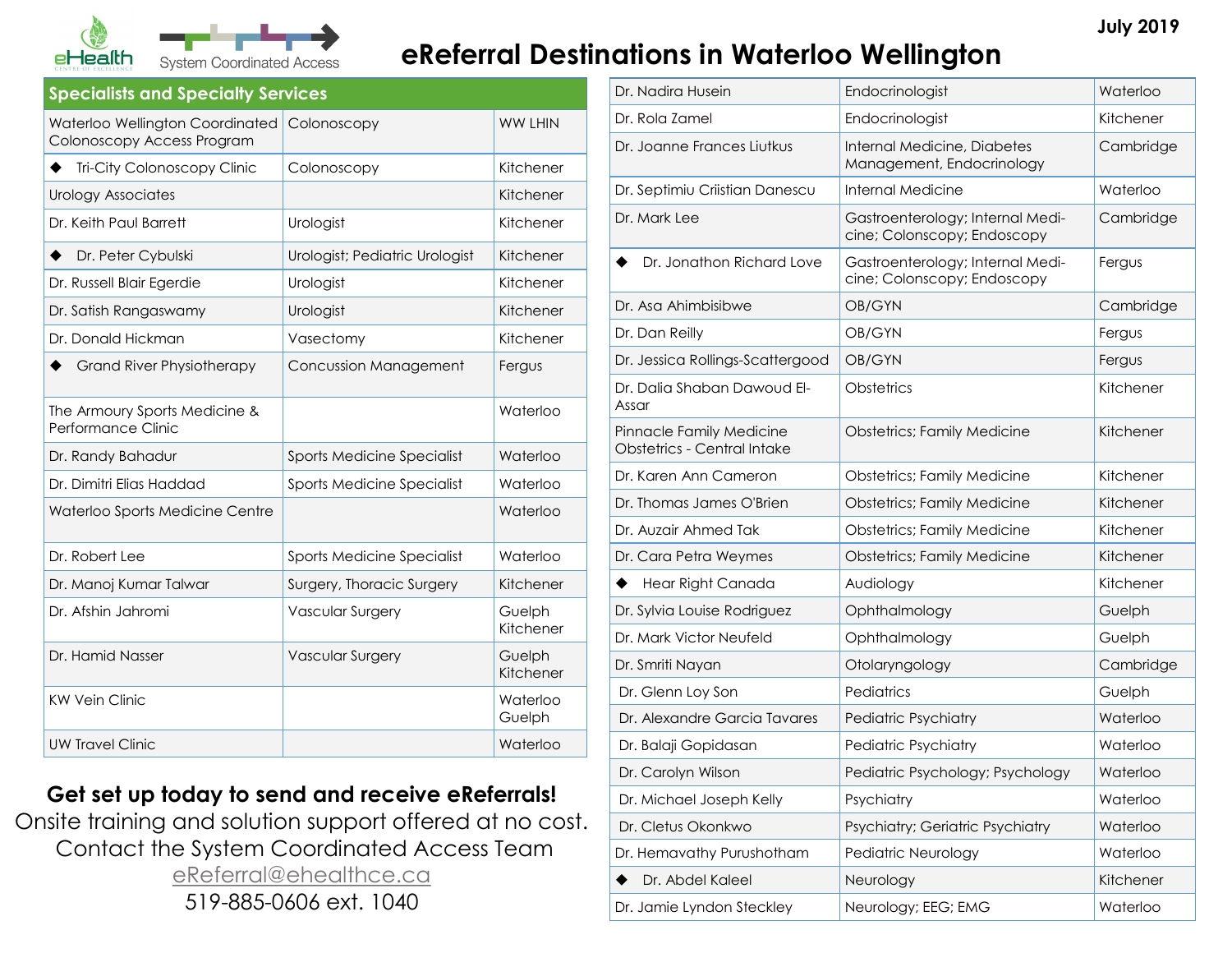# eReferral Destinations in Waterloo Wellington

July 2019

eHealth Centre of Excellence — System Coordinated Access

## Specialists and Specialty Services

| Name | Specialty | Location |
|---|---|---|
| Waterloo Wellington Coordinated Colonoscopy Access Program | Colonoscopy | WW LHIN |
| ◆ Tri-City Colonoscopy Clinic | Colonoscopy | Kitchener |
| Urology Associates | | Kitchener |
| Dr. Keith Paul Barrett | Urologist | Kitchener |
| ◆ Dr. Peter Cybulski | Urologist; Pediatric Urologist | Kitchener |
| Dr. Russell Blair Egerdie | Urologist | Kitchener |
| Dr. Satish Rangaswamy | Urologist | Kitchener |
| Dr. Donald Hickman | Vasectomy | Kitchener |
| ◆ Grand River Physiotherapy | Concussion Management | Fergus |
| The Armoury Sports Medicine & Performance Clinic | | Waterloo |
| Dr. Randy Bahadur | Sports Medicine Specialist | Waterloo |
| Dr. Dimitri Elias Haddad | Sports Medicine Specialist | Waterloo |
| Waterloo Sports Medicine Centre | | Waterloo |
| Dr. Robert Lee | Sports Medicine Specialist | Waterloo |
| Dr. Manoj Kumar Talwar | Surgery, Thoracic Surgery | Kitchener |
| Dr. Afshin Jahromi | Vascular Surgery | Guelph Kitchener |
| Dr. Hamid Nasser | Vascular Surgery | Guelph Kitchener |
| KW Vein Clinic | | Waterloo Guelph |
| UW Travel Clinic | | Waterloo |
| Dr. Nadira Husein | Endocrinologist | Waterloo |
| Dr. Rola Zamel | Endocrinologist | Kitchener |
| Dr. Joanne Frances Liutkus | Internal Medicine, Diabetes Management, Endocrinology | Cambridge |
| Dr. Septimiu Criistian Danescu | Internal Medicine | Waterloo |
| Dr. Mark Lee | Gastroenterology; Internal Medicine; Colonscopy; Endoscopy | Cambridge |
| ◆ Dr. Jonathon Richard Love | Gastroenterology; Internal Medicine; Colonscopy; Endoscopy | Fergus |
| Dr. Asa Ahimbisibwe | OB/GYN | Cambridge |
| Dr. Dan Reilly | OB/GYN | Fergus |
| Dr. Jessica Rollings-Scattergood | OB/GYN | Fergus |
| Dr. Dalia Shaban Dawoud El-Assar | Obstetrics | Kitchener |
| Pinnacle Family Medicine Obstetrics - Central Intake | Obstetrics; Family Medicine | Kitchener |
| Dr. Karen Ann Cameron | Obstetrics; Family Medicine | Kitchener |
| Dr. Thomas James O'Brien | Obstetrics; Family Medicine | Kitchener |
| Dr. Auzair Ahmed Tak | Obstetrics; Family Medicine | Kitchener |
| Dr. Cara Petra Weymes | Obstetrics; Family Medicine | Kitchener |
| ◆ Hear Right Canada | Audiology | Kitchener |
| Dr. Sylvia Louise Rodriguez | Ophthalmology | Guelph |
| Dr. Mark Victor Neufeld | Ophthalmology | Guelph |
| Dr. Smriti Nayan | Otolaryngology | Cambridge |
| Dr. Glenn Loy Son | Pediatrics | Guelph |
| Dr. Alexandre Garcia Tavares | Pediatric Psychiatry | Waterloo |
| Dr. Balaji Gopidasan | Pediatric Psychiatry | Waterloo |
| Dr. Carolyn Wilson | Pediatric Psychology; Psychology | Waterloo |
| Dr. Michael Joseph Kelly | Psychiatry | Waterloo |
| Dr. Cletus Okonkwo | Psychiatry; Geriatric Psychiatry | Waterloo |
| Dr. Hemavathy Purushotham | Pediatric Neurology | Waterloo |
| ◆ Dr. Abdel Kaleel | Neurology | Kitchener |
| Dr. Jamie Lyndon Steckley | Neurology; EEG; EMG | Waterloo |

**Get set up today to send and receive eReferrals!**

Onsite training and solution support offered at no cost.
Contact the System Coordinated Access Team
eReferral@ehealthce.ca
519-885-0606 ext. 1040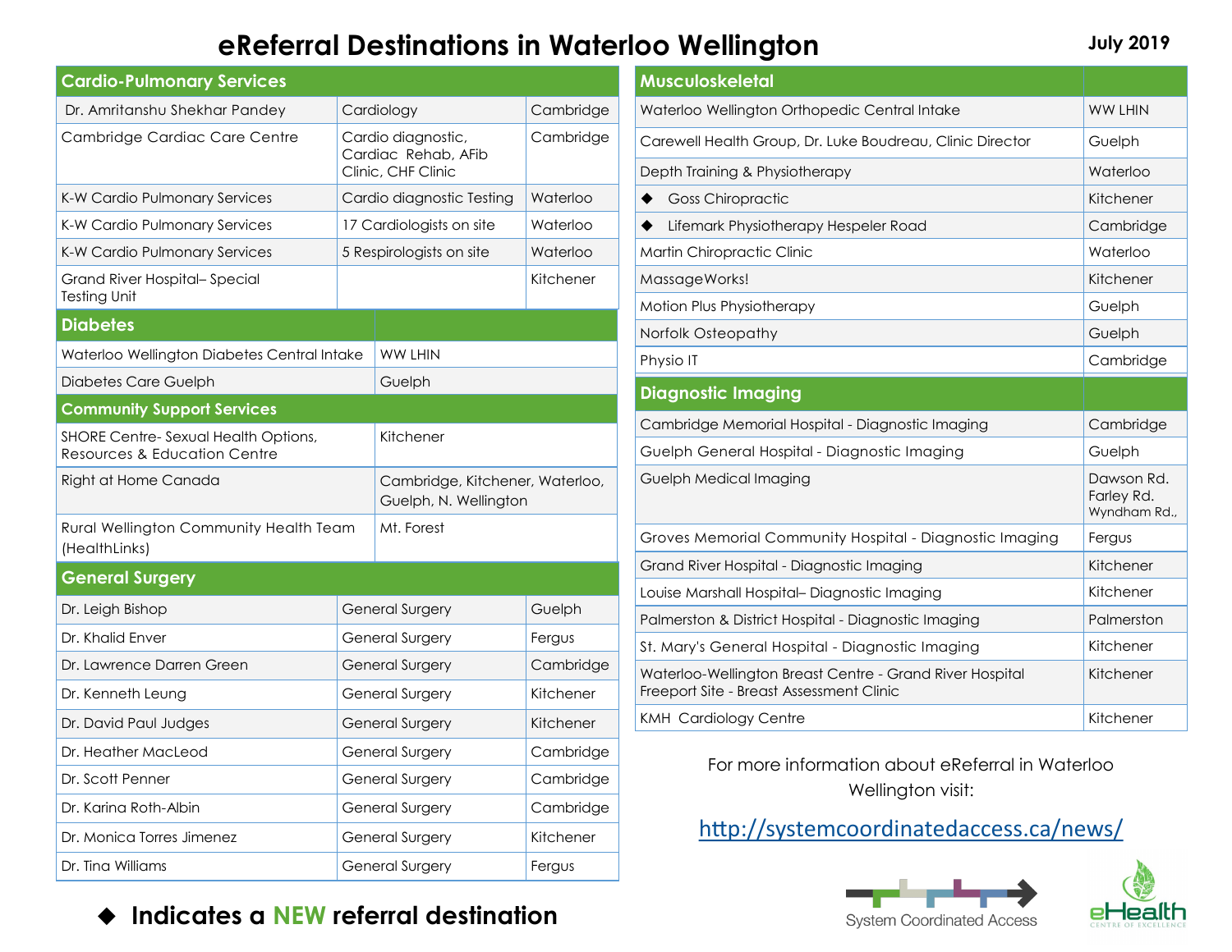# eReferral Destinations in Waterloo Wellington

July 2019

| Cardio-Pulmonary Services | | |
|---|---|---|
| Dr. Amritanshu Shekhar Pandey | Cardiology | Cambridge |
| Cambridge Cardiac Care Centre | Cardio diagnostic, Cardiac Rehab, AFib Clinic, CHF Clinic | Cambridge |
| K-W Cardio Pulmonary Services | Cardio diagnostic Testing | Waterloo |
| K-W Cardio Pulmonary Services | 17 Cardiologists on site | Waterloo |
| K-W Cardio Pulmonary Services | 5 Respirologists on site | Waterloo |
| Grand River Hospital– Special Testing Unit | | Kitchener |

| Diabetes | |
|---|---|
| Waterloo Wellington Diabetes Central Intake | WW LHIN |
| Diabetes Care Guelph | Guelph |

| Community Support Services | |
|---|---|
| SHORE Centre- Sexual Health Options, Resources & Education Centre | Kitchener |
| Right at Home Canada | Cambridge, Kitchener, Waterloo, Guelph, N. Wellington |
| Rural Wellington Community Health Team (HealthLinks) | Mt. Forest |

| General Surgery | | |
|---|---|---|
| Dr. Leigh Bishop | General Surgery | Guelph |
| Dr. Khalid Enver | General Surgery | Fergus |
| Dr. Lawrence Darren Green | General Surgery | Cambridge |
| Dr. Kenneth Leung | General Surgery | Kitchener |
| Dr. David Paul Judges | General Surgery | Kitchener |
| Dr. Heather MacLeod | General Surgery | Cambridge |
| Dr. Scott Penner | General Surgery | Cambridge |
| Dr. Karina Roth-Albin | General Surgery | Cambridge |
| Dr. Monica Torres Jimenez | General Surgery | Kitchener |
| Dr. Tina Williams | General Surgery | Fergus |

◆ **Indicates a NEW referral destination**

| Musculoskeletal | |
|---|---|
| Waterloo Wellington Orthopedic Central Intake | WW LHIN |
| Carewell Health Group, Dr. Luke Boudreau, Clinic Director | Guelph |
| Depth Training & Physiotherapy | Waterloo |
| ◆ Goss Chiropractic | Kitchener |
| ◆ Lifemark Physiotherapy Hespeler Road | Cambridge |
| Martin Chiropractic Clinic | Waterloo |
| MassageWorks! | Kitchener |
| Motion Plus Physiotherapy | Guelph |
| Norfolk Osteopathy | Guelph |
| Physio IT | Cambridge |

| Diagnostic Imaging | |
|---|---|
| Cambridge Memorial Hospital - Diagnostic Imaging | Cambridge |
| Guelph General Hospital - Diagnostic Imaging | Guelph |
| Guelph Medical Imaging | Dawson Rd. Farley Rd. Wyndham Rd., |
| Groves Memorial Community Hospital - Diagnostic Imaging | Fergus |
| Grand River Hospital - Diagnostic Imaging | Kitchener |
| Louise Marshall Hospital– Diagnostic Imaging | Kitchener |
| Palmerston & District Hospital - Diagnostic Imaging | Palmerston |
| St. Mary's General Hospital - Diagnostic Imaging | Kitchener |
| Waterloo-Wellington Breast Centre - Grand River Hospital Freeport Site - Breast Assessment Clinic | Kitchener |
| KMH Cardiology Centre | Kitchener |

For more information about eReferral in Waterloo Wellington visit:

http://systemcoordinatedaccess.ca/news/

System Coordinated Access

eHealth Centre of Excellence